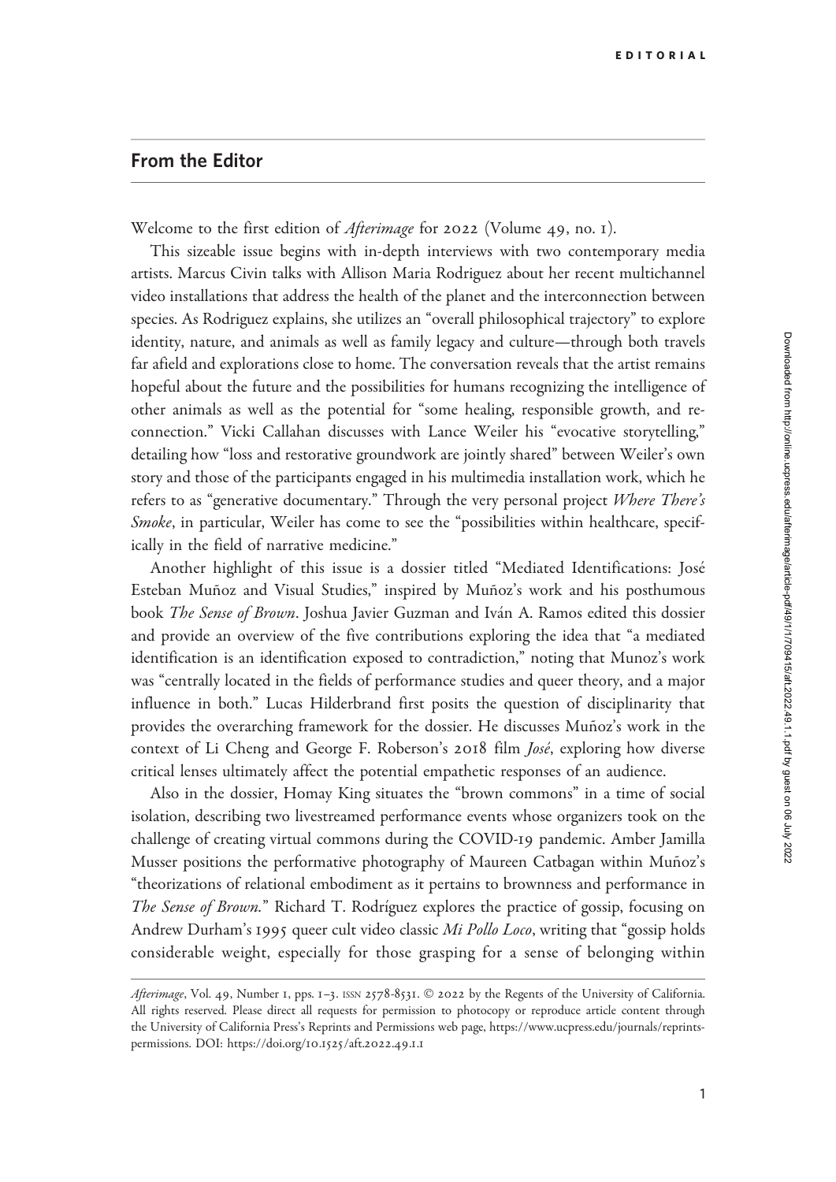EDITORIAL

## From the Editor

Welcome to the first edition of *Afterimage* for 2022 (Volume 49, no. 1).

This sizeable issue begins with in-depth interviews with two contemporary media artists. Marcus Civin talks with Allison Maria Rodriguez about her recent multichannel video installations that address the health of the planet and the interconnection between species. As Rodriguez explains, she utilizes an "overall philosophical trajectory" to explore identity, nature, and animals as well as family legacy and culture—through both travels far afield and explorations close to home. The conversation reveals that the artist remains hopeful about the future and the possibilities for humans recognizing the intelligence of other animals as well as the potential for "some healing, responsible growth, and re-connection." Vicki Callahan discusses with Lance Weiler his "evocative storytelling," detailing how "loss and restorative groundwork are jointly shared" between Weiler's own story and those of the participants engaged in his multimedia installation work, which he refers to as "generative documentary." Through the very personal project *Where There's Smoke*, in particular, Weiler has come to see the "possibilities within healthcare, specifically in the field of narrative medicine."

Another highlight of this issue is a dossier titled "Mediated Identifications: José Esteban Muñoz and Visual Studies," inspired by Muñoz's work and his posthumous book *The Sense of Brown*. Joshua Javier Guzman and Iván A. Ramos edited this dossier and provide an overview of the five contributions exploring the idea that "a mediated identification is an identification exposed to contradiction," noting that Munoz's work was "centrally located in the fields of performance studies and queer theory, and a major influence in both." Lucas Hilderbrand first posits the question of disciplinarity that provides the overarching framework for the dossier. He discusses Muñoz's work in the context of Li Cheng and George F. Roberson's 2018 film *José*, exploring how diverse critical lenses ultimately affect the potential empathetic responses of an audience.

Also in the dossier, Homay King situates the "brown commons" in a time of social isolation, describing two livestreamed performance events whose organizers took on the challenge of creating virtual commons during the COVID-19 pandemic. Amber Jamilla Musser positions the performative photography of Maureen Catbagan within Muñoz's "theorizations of relational embodiment as it pertains to brownness and performance in *The Sense of Brown*." Richard T. Rodríguez explores the practice of gossip, focusing on Andrew Durham's 1995 queer cult video classic *Mi Pollo Loco*, writing that "gossip holds considerable weight, especially for those grasping for a sense of belonging within

*Afterimage*, Vol. 49, Number 1, pps. 1–3. ISSN 2578-8531. © 2022 by the Regents of the University of California. All rights reserved. Please direct all requests for permission to photocopy or reproduce article content through the University of California Press's Reprints and Permissions web page, https://www.ucpress.edu/journals/reprints-permissions. DOI: https://doi.org/10.1525/aft.2022.49.1.1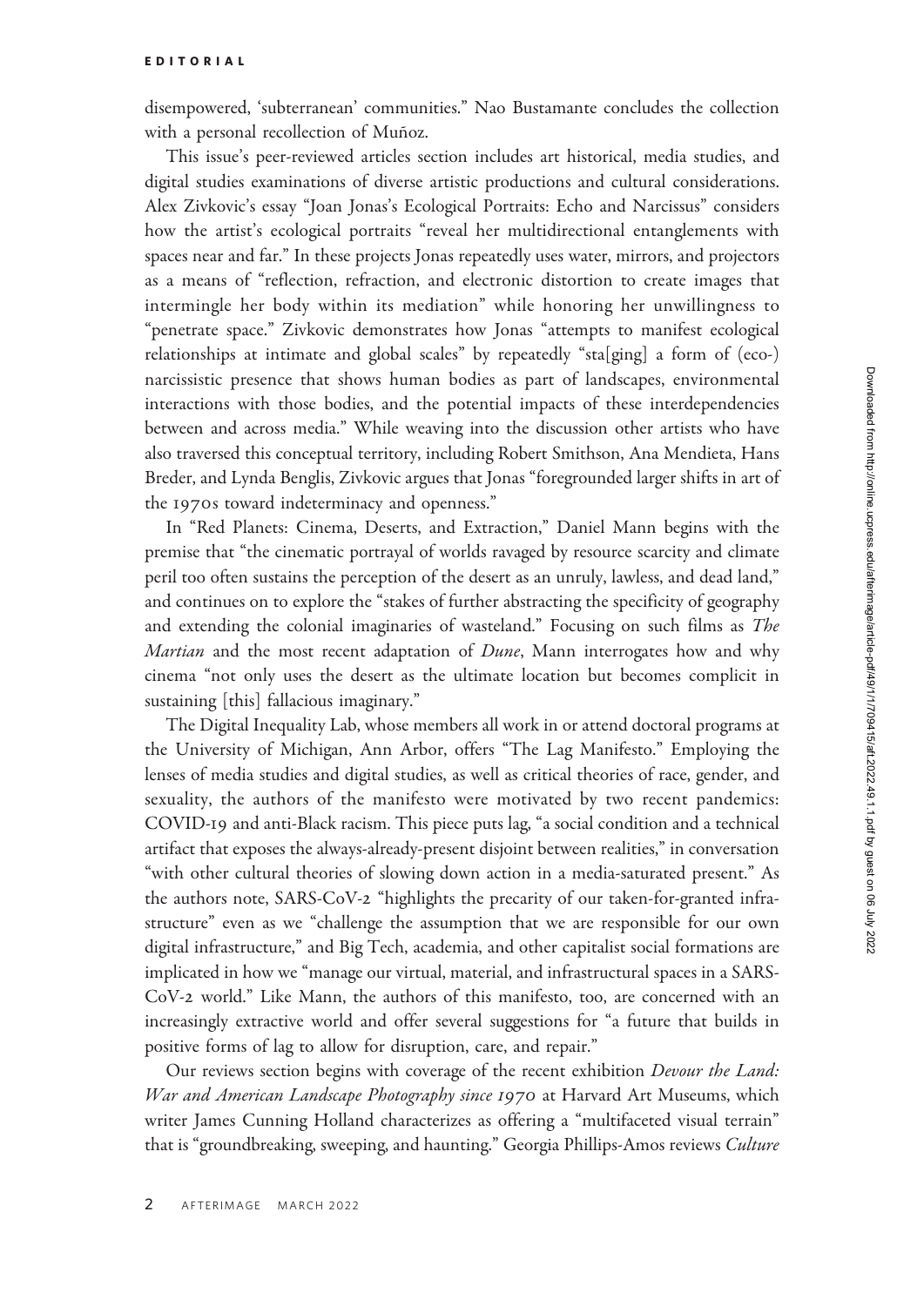disempowered, 'subterranean' communities." Nao Bustamante concludes the collection with a personal recollection of Muñoz.

This issue's peer-reviewed articles section includes art historical, media studies, and digital studies examinations of diverse artistic productions and cultural considerations. Alex Zivkovic's essay "Joan Jonas's Ecological Portraits: Echo and Narcissus" considers how the artist's ecological portraits "reveal her multidirectional entanglements with spaces near and far." In these projects Jonas repeatedly uses water, mirrors, and projectors as a means of "reflection, refraction, and electronic distortion to create images that intermingle her body within its mediation" while honoring her unwillingness to "penetrate space." Zivkovic demonstrates how Jonas "attempts to manifest ecological relationships at intimate and global scales" by repeatedly "sta[ging] a form of (eco-) narcissistic presence that shows human bodies as part of landscapes, environmental interactions with those bodies, and the potential impacts of these interdependencies between and across media." While weaving into the discussion other artists who have also traversed this conceptual territory, including Robert Smithson, Ana Mendieta, Hans Breder, and Lynda Benglis, Zivkovic argues that Jonas "foregrounded larger shifts in art of the 1970s toward indeterminacy and openness."

In "Red Planets: Cinema, Deserts, and Extraction," Daniel Mann begins with the premise that "the cinematic portrayal of worlds ravaged by resource scarcity and climate peril too often sustains the perception of the desert as an unruly, lawless, and dead land," and continues on to explore the "stakes of further abstracting the specificity of geography and extending the colonial imaginaries of wasteland." Focusing on such films as *The Martian* and the most recent adaptation of *Dune*, Mann interrogates how and why cinema "not only uses the desert as the ultimate location but becomes complicit in sustaining [this] fallacious imaginary."

The Digital Inequality Lab, whose members all work in or attend doctoral programs at the University of Michigan, Ann Arbor, offers "The Lag Manifesto." Employing the lenses of media studies and digital studies, as well as critical theories of race, gender, and sexuality, the authors of the manifesto were motivated by two recent pandemics: COVID-19 and anti-Black racism. This piece puts lag, "a social condition and a technical artifact that exposes the always-already-present disjoint between realities," in conversation "with other cultural theories of slowing down action in a media-saturated present." As the authors note, SARS-CoV-2 "highlights the precarity of our taken-for-granted infrastructure" even as we "challenge the assumption that we are responsible for our own digital infrastructure," and Big Tech, academia, and other capitalist social formations are implicated in how we "manage our virtual, material, and infrastructural spaces in a SARS-CoV-2 world." Like Mann, the authors of this manifesto, too, are concerned with an increasingly extractive world and offer several suggestions for "a future that builds in positive forms of lag to allow for disruption, care, and repair."

Our reviews section begins with coverage of the recent exhibition *Devour the Land: War and American Landscape Photography since 1970* at Harvard Art Museums, which writer James Cunning Holland characterizes as offering a "multifaceted visual terrain" that is "groundbreaking, sweeping, and haunting." Georgia Phillips-Amos reviews *Culture*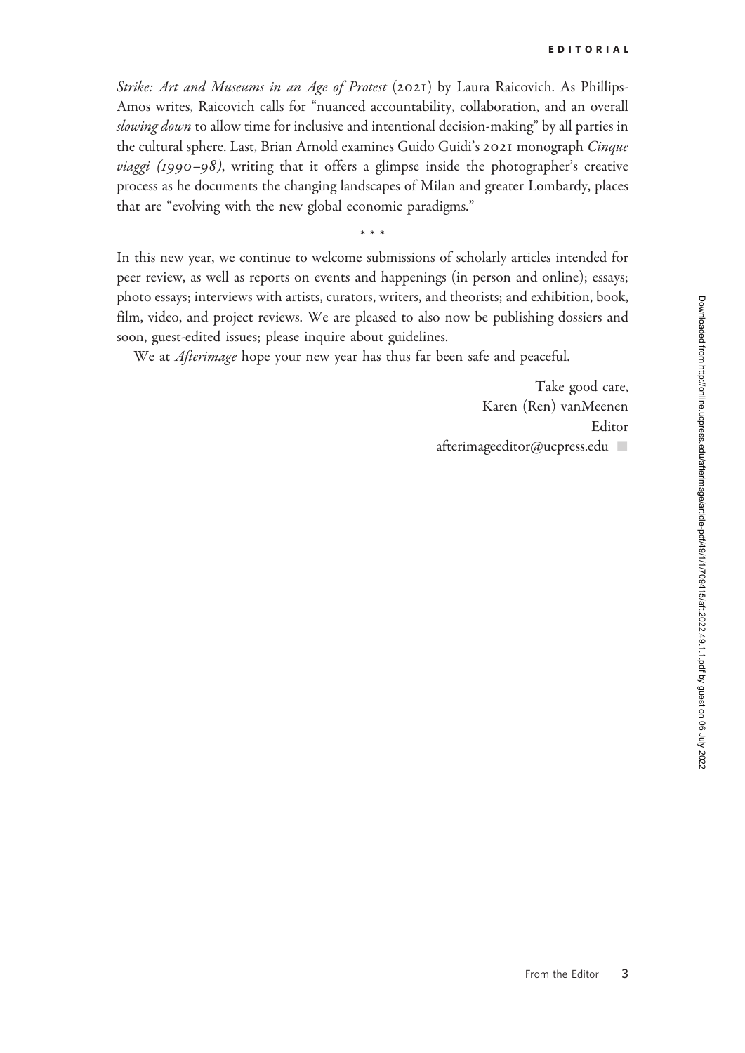*Strike: Art and Museums in an Age of Protest* (2021) by Laura Raicovich. As Phillips-Amos writes, Raicovich calls for "nuanced accountability, collaboration, and an overall *slowing down* to allow time for inclusive and intentional decision-making" by all parties in the cultural sphere. Last, Brian Arnold examines Guido Guidi's 2021 monograph *Cinque viaggi (1990–98)*, writing that it offers a glimpse inside the photographer's creative process as he documents the changing landscapes of Milan and greater Lombardy, places that are "evolving with the new global economic paradigms."

\* \* \*

In this new year, we continue to welcome submissions of scholarly articles intended for peer review, as well as reports on events and happenings (in person and online); essays; photo essays; interviews with artists, curators, writers, and theorists; and exhibition, book, film, video, and project reviews. We are pleased to also now be publishing dossiers and soon, guest-edited issues; please inquire about guidelines.

We at *Afterimage* hope your new year has thus far been safe and peaceful.

Take good care,
Karen (Ren) vanMeenen
Editor
afterimageeditor@ucpress.edu